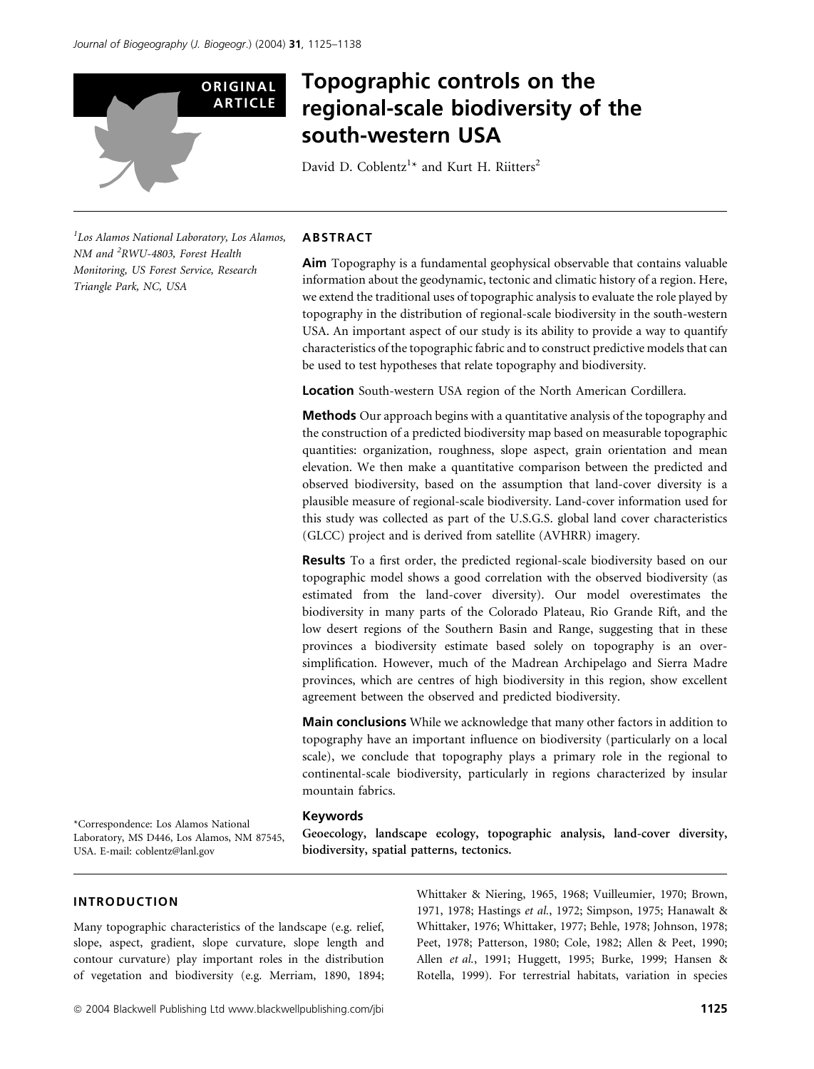ORIGINAL ARTICLE

# Topographic controls on the regional-scale biodiversity of the south-western USA

David D. Coblentz[1]* and Kurt H. Riitters[2]

[1]Los Alamos National Laboratory, Los Alamos, NM and [2]RWU-4803, Forest Health Monitoring, US Forest Service, Research Triangle Park, NC, USA

*Correspondence: Los Alamos National Laboratory, MS D446, Los Alamos, NM 87545, USA. E-mail: coblentz@lanl.gov

## ABSTRACT

**Aim** Topography is a fundamental geophysical observable that contains valuable information about the geodynamic, tectonic and climatic history of a region. Here, we extend the traditional uses of topographic analysis to evaluate the role played by topography in the distribution of regional-scale biodiversity in the south-western USA. An important aspect of our study is its ability to provide a way to quantify characteristics of the topographic fabric and to construct predictive models that can be used to test hypotheses that relate topography and biodiversity.

**Location** South-western USA region of the North American Cordillera.

**Methods** Our approach begins with a quantitative analysis of the topography and the construction of a predicted biodiversity map based on measurable topographic quantities: organization, roughness, slope aspect, grain orientation and mean elevation. We then make a quantitative comparison between the predicted and observed biodiversity, based on the assumption that land-cover diversity is a plausible measure of regional-scale biodiversity. Land-cover information used for this study was collected as part of the U.S.G.S. global land cover characteristics (GLCC) project and is derived from satellite (AVHRR) imagery.

**Results** To a first order, the predicted regional-scale biodiversity based on our topographic model shows a good correlation with the observed biodiversity (as estimated from the land-cover diversity). Our model overestimates the biodiversity in many parts of the Colorado Plateau, Rio Grande Rift, and the low desert regions of the Southern Basin and Range, suggesting that in these provinces a biodiversity estimate based solely on topography is an over-simplification. However, much of the Madrean Archipelago and Sierra Madre provinces, which are centres of high biodiversity in this region, show excellent agreement between the observed and predicted biodiversity.

**Main conclusions** While we acknowledge that many other factors in addition to topography have an important influence on biodiversity (particularly on a local scale), we conclude that topography plays a primary role in the regional to continental-scale biodiversity, particularly in regions characterized by insular mountain fabrics.

### Keywords

**Geoecology, landscape ecology, topographic analysis, land-cover diversity, biodiversity, spatial patterns, tectonics.**

## INTRODUCTION

Many topographic characteristics of the landscape (e.g. relief, slope, aspect, gradient, slope curvature, slope length and contour curvature) play important roles in the distribution of vegetation and biodiversity (e.g. Merriam, 1890, 1894; Whittaker & Niering, 1965, 1968; Vuilleumier, 1970; Brown, 1971, 1978; Hastings *et al.*, 1972; Simpson, 1975; Hanawalt & Whittaker, 1976; Whittaker, 1977; Behle, 1978; Johnson, 1978; Peet, 1978; Patterson, 1980; Cole, 1982; Allen & Peet, 1990; Allen *et al.*, 1991; Huggett, 1995; Burke, 1999; Hansen & Rotella, 1999). For terrestrial habitats, variation in species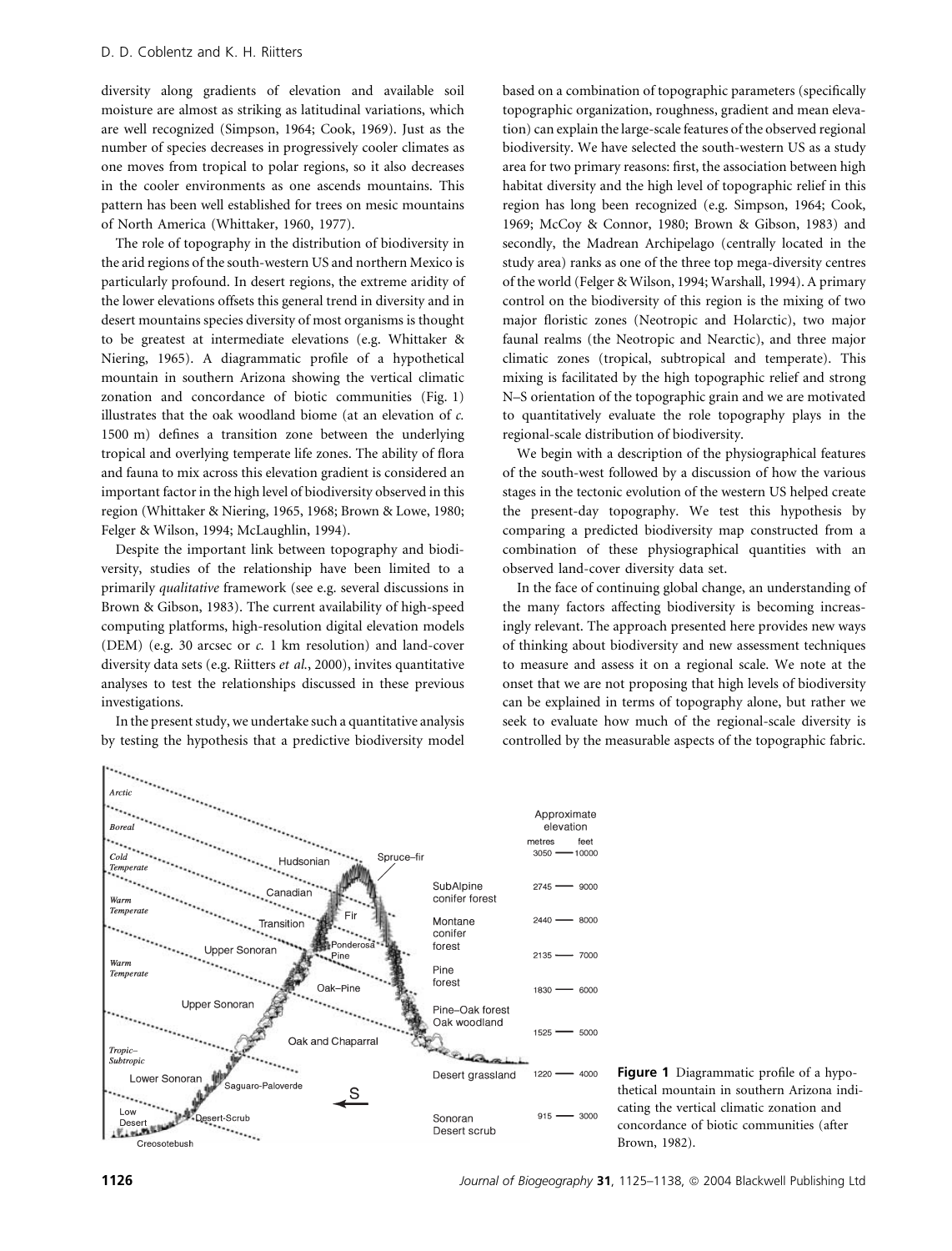diversity along gradients of elevation and available soil moisture are almost as striking as latitudinal variations, which are well recognized (Simpson, 1964; Cook, 1969). Just as the number of species decreases in progressively cooler climates as one moves from tropical to polar regions, so it also decreases in the cooler environments as one ascends mountains. This pattern has been well established for trees on mesic mountains of North America (Whittaker, 1960, 1977).

The role of topography in the distribution of biodiversity in the arid regions of the south-western US and northern Mexico is particularly profound. In desert regions, the extreme aridity of the lower elevations offsets this general trend in diversity and in desert mountains species diversity of most organisms is thought to be greatest at intermediate elevations (e.g. Whittaker & Niering, 1965). A diagrammatic profile of a hypothetical mountain in southern Arizona showing the vertical climatic zonation and concordance of biotic communities (Fig. 1) illustrates that the oak woodland biome (at an elevation of *c.* 1500 m) defines a transition zone between the underlying tropical and overlying temperate life zones. The ability of flora and fauna to mix across this elevation gradient is considered an important factor in the high level of biodiversity observed in this region (Whittaker & Niering, 1965, 1968; Brown & Lowe, 1980; Felger & Wilson, 1994; McLaughlin, 1994).

Despite the important link between topography and biodiversity, studies of the relationship have been limited to a primarily *qualitative* framework (see e.g. several discussions in Brown & Gibson, 1983). The current availability of high-speed computing platforms, high-resolution digital elevation models (DEM) (e.g. 30 arcsec or *c.* 1 km resolution) and land-cover diversity data sets (e.g. Riitters *et al.*, 2000), invites quantitative analyses to test the relationships discussed in these previous investigations.

In the present study, we undertake such a quantitative analysis by testing the hypothesis that a predictive biodiversity model based on a combination of topographic parameters (specifically topographic organization, roughness, gradient and mean elevation) can explain the large-scale features of the observed regional biodiversity. We have selected the south-western US as a study area for two primary reasons: first, the association between high habitat diversity and the high level of topographic relief in this region has long been recognized (e.g. Simpson, 1964; Cook, 1969; McCoy & Connor, 1980; Brown & Gibson, 1983) and secondly, the Madrean Archipelago (centrally located in the study area) ranks as one of the three top mega-diversity centres of the world (Felger & Wilson, 1994; Warshall, 1994). A primary control on the biodiversity of this region is the mixing of two major floristic zones (Neotropic and Holarctic), two major faunal realms (the Neotropic and Nearctic), and three major climatic zones (tropical, subtropical and temperate). This mixing is facilitated by the high topographic relief and strong N–S orientation of the topographic grain and we are motivated to quantitatively evaluate the role topography plays in the regional-scale distribution of biodiversity.

We begin with a description of the physiographical features of the south-west followed by a discussion of how the various stages in the tectonic evolution of the western US helped create the present-day topography. We test this hypothesis by comparing a predicted biodiversity map constructed from a combination of these physiographical quantities with an observed land-cover diversity data set.

In the face of continuing global change, an understanding of the many factors affecting biodiversity is becoming increasingly relevant. The approach presented here provides new ways of thinking about biodiversity and new assessment techniques to measure and assess it on a regional scale. We note at the onset that we are not proposing that high levels of biodiversity can be explained in terms of topography alone, but rather we seek to evaluate how much of the regional-scale diversity is controlled by the measurable aspects of the topographic fabric.

Arctic
Boreal
Cold Temperate
Warm Temperate
Warm Temperate
Tropic–Subtropic
Low Desert
Hudsonian
Canadian
Transition
Upper Sonoran
Upper Sonoran
Lower Sonoran
Spruce–fir
Fir
Ponderosa Pine
Oak–Pine
Oak and Chaparral
Saguaro-Paloverde
Desert-Scrub
Creosotebush
S
SubAlpine conifer forest
Montane conifer forest
Pine forest
Pine–Oak forest
Oak woodland
Desert grassland
Sonoran Desert scrub
Approximate elevation
metres feet
3050 10000
2745 9000
2440 8000
2135 7000
1830 6000
1525 5000
1220 4000
915 3000

**Figure 1** Diagrammatic profile of a hypothetical mountain in southern Arizona indicating the vertical climatic zonation and concordance of biotic communities (after Brown, 1982).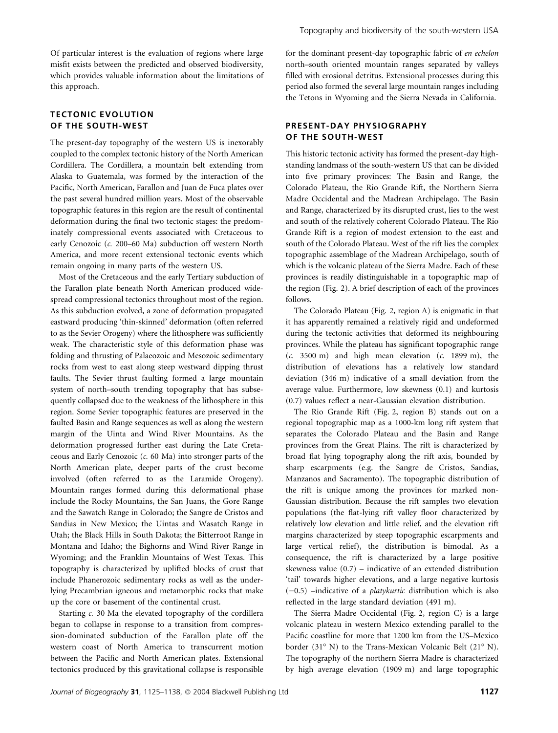Of particular interest is the evaluation of regions where large misfit exists between the predicted and observed biodiversity, which provides valuable information about the limitations of this approach.

## TECTONIC EVOLUTION OF THE SOUTH-WEST

The present-day topography of the western US is inexorably coupled to the complex tectonic history of the North American Cordillera. The Cordillera, a mountain belt extending from Alaska to Guatemala, was formed by the interaction of the Pacific, North American, Farallon and Juan de Fuca plates over the past several hundred million years. Most of the observable topographic features in this region are the result of continental deformation during the final two tectonic stages: the predominately compressional events associated with Cretaceous to early Cenozoic (*c.* 200–60 Ma) subduction off western North America, and more recent extensional tectonic events which remain ongoing in many parts of the western US.

Most of the Cretaceous and the early Tertiary subduction of the Farallon plate beneath North American produced widespread compressional tectonics throughout most of the region. As this subduction evolved, a zone of deformation propagated eastward producing 'thin-skinned' deformation (often referred to as the Sevier Orogeny) where the lithosphere was sufficiently weak. The characteristic style of this deformation phase was folding and thrusting of Palaeozoic and Mesozoic sedimentary rocks from west to east along steep westward dipping thrust faults. The Sevier thrust faulting formed a large mountain system of north–south trending topography that has subsequently collapsed due to the weakness of the lithosphere in this region. Some Sevier topographic features are preserved in the faulted Basin and Range sequences as well as along the western margin of the Uinta and Wind River Mountains. As the deformation progressed further east during the Late Cretaceous and Early Cenozoic (*c.* 60 Ma) into stronger parts of the North American plate, deeper parts of the crust become involved (often referred to as the Laramide Orogeny). Mountain ranges formed during this deformational phase include the Rocky Mountains, the San Juans, the Gore Range and the Sawatch Range in Colorado; the Sangre de Cristos and Sandias in New Mexico; the Uintas and Wasatch Range in Utah; the Black Hills in South Dakota; the Bitterroot Range in Montana and Idaho; the Bighorns and Wind River Range in Wyoming; and the Franklin Mountains of West Texas. This topography is characterized by uplifted blocks of crust that include Phanerozoic sedimentary rocks as well as the underlying Precambrian igneous and metamorphic rocks that make up the core or basement of the continental crust.

Starting *c.* 30 Ma the elevated topography of the cordillera began to collapse in response to a transition from compression-dominated subduction of the Farallon plate off the western coast of North America to transcurrent motion between the Pacific and North American plates. Extensional tectonics produced by this gravitational collapse is responsible for the dominant present-day topographic fabric of *en echelon* north–south oriented mountain ranges separated by valleys filled with erosional detritus. Extensional processes during this period also formed the several large mountain ranges including the Tetons in Wyoming and the Sierra Nevada in California.

## PRESENT-DAY PHYSIOGRAPHY OF THE SOUTH-WEST

This historic tectonic activity has formed the present-day high-standing landmass of the south-western US that can be divided into five primary provinces: The Basin and Range, the Colorado Plateau, the Rio Grande Rift, the Northern Sierra Madre Occidental and the Madrean Archipelago. The Basin and Range, characterized by its disrupted crust, lies to the west and south of the relatively coherent Colorado Plateau. The Rio Grande Rift is a region of modest extension to the east and south of the Colorado Plateau. West of the rift lies the complex topographic assemblage of the Madrean Archipelago, south of which is the volcanic plateau of the Sierra Madre. Each of these provinces is readily distinguishable in a topographic map of the region (Fig. 2). A brief description of each of the provinces follows.

The Colorado Plateau (Fig. 2, region A) is enigmatic in that it has apparently remained a relatively rigid and undeformed during the tectonic activities that deformed its neighbouring provinces. While the plateau has significant topographic range (*c.* 3500 m) and high mean elevation (*c.* 1899 m), the distribution of elevations has a relatively low standard deviation (346 m) indicative of a small deviation from the average value. Furthermore, low skewness (0.1) and kurtosis (0.7) values reflect a near-Gaussian elevation distribution.

The Rio Grande Rift (Fig. 2, region B) stands out on a regional topographic map as a 1000-km long rift system that separates the Colorado Plateau and the Basin and Range provinces from the Great Plains. The rift is characterized by broad flat lying topography along the rift axis, bounded by sharp escarpments (e.g. the Sangre de Cristos, Sandias, Manzanos and Sacramento). The topographic distribution of the rift is unique among the provinces for marked non-Gaussian distribution. Because the rift samples two elevation populations (the flat-lying rift valley floor characterized by relatively low elevation and little relief, and the elevation rift margins characterized by steep topographic escarpments and large vertical relief), the distribution is bimodal. As a consequence, the rift is characterized by a large positive skewness value (0.7) – indicative of an extended distribution 'tail' towards higher elevations, and a large negative kurtosis (−0.5) –indicative of a *platykurtic* distribution which is also reflected in the large standard deviation (491 m).

The Sierra Madre Occidental (Fig. 2, region C) is a large volcanic plateau in western Mexico extending parallel to the Pacific coastline for more that 1200 km from the US–Mexico border (31° N) to the Trans-Mexican Volcanic Belt (21° N). The topography of the northern Sierra Madre is characterized by high average elevation (1909 m) and large topographic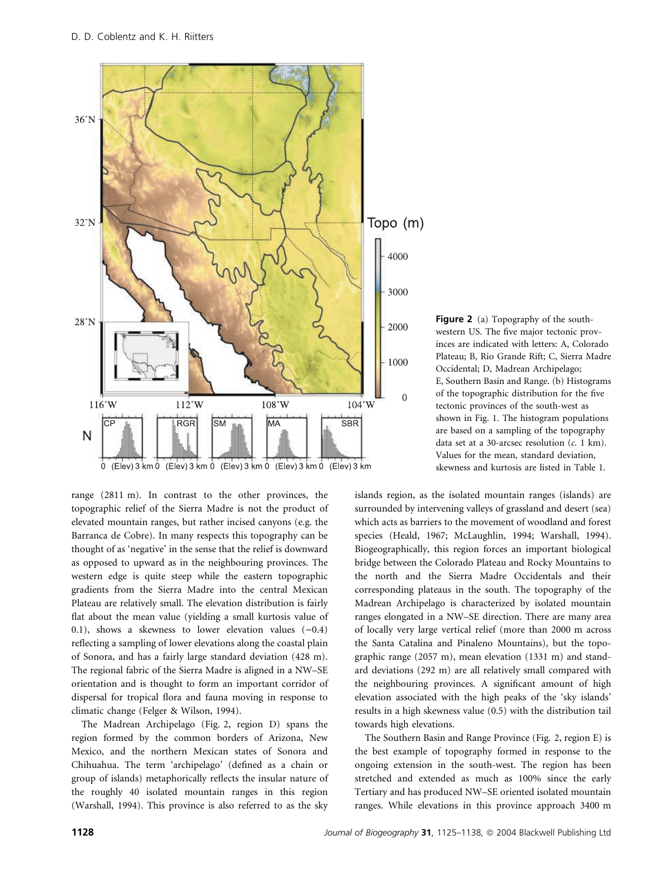**Figure 2** (a) Topography of the south-western US. The five major tectonic provinces are indicated with letters: A, Colorado Plateau; B, Rio Grande Rift; C, Sierra Madre Occidental; D, Madrean Archipelago; E, Southern Basin and Range. (b) Histograms of the topographic distribution for the five tectonic provinces of the south-west as shown in Fig. 1. The histogram populations are based on a sampling of the topography data set at a 30-arcsec resolution (*c.* 1 km). Values for the mean, standard deviation, skewness and kurtosis are listed in Table 1.

range (2811 m). In contrast to the other provinces, the topographic relief of the Sierra Madre is not the product of elevated mountain ranges, but rather incised canyons (e.g. the Barranca de Cobre). In many respects this topography can be thought of as 'negative' in the sense that the relief is downward as opposed to upward as in the neighbouring provinces. The western edge is quite steep while the eastern topographic gradients from the Sierra Madre into the central Mexican Plateau are relatively small. The elevation distribution is fairly flat about the mean value (yielding a small kurtosis value of 0.1), shows a skewness to lower elevation values (−0.4) reflecting a sampling of lower elevations along the coastal plain of Sonora, and has a fairly large standard deviation (428 m). The regional fabric of the Sierra Madre is aligned in a NW–SE orientation and is thought to form an important corridor of dispersal for tropical flora and fauna moving in response to climatic change (Felger & Wilson, 1994).

The Madrean Archipelago (Fig. 2, region D) spans the region formed by the common borders of Arizona, New Mexico, and the northern Mexican states of Sonora and Chihuahua. The term 'archipelago' (defined as a chain or group of islands) metaphorically reflects the insular nature of the roughly 40 isolated mountain ranges in this region (Warshall, 1994). This province is also referred to as the sky islands region, as the isolated mountain ranges (islands) are surrounded by intervening valleys of grassland and desert (sea) which acts as barriers to the movement of woodland and forest species (Heald, 1967; McLaughlin, 1994; Warshall, 1994). Biogeographically, this region forces an important biological bridge between the Colorado Plateau and Rocky Mountains to the north and the Sierra Madre Occidentals and their corresponding plateaus in the south. The topography of the Madrean Archipelago is characterized by isolated mountain ranges elongated in a NW–SE direction. There are many area of locally very large vertical relief (more than 2000 m across the Santa Catalina and Pinaleno Mountains), but the topographic range (2057 m), mean elevation (1331 m) and standard deviations (292 m) are all relatively small compared with the neighbouring provinces. A significant amount of high elevation associated with the high peaks of the 'sky islands' results in a high skewness value (0.5) with the distribution tail towards high elevations.

The Southern Basin and Range Province (Fig. 2, region E) is the best example of topography formed in response to the ongoing extension in the south-west. The region has been stretched and extended as much as 100% since the early Tertiary and has produced NW–SE oriented isolated mountain ranges. While elevations in this province approach 3400 m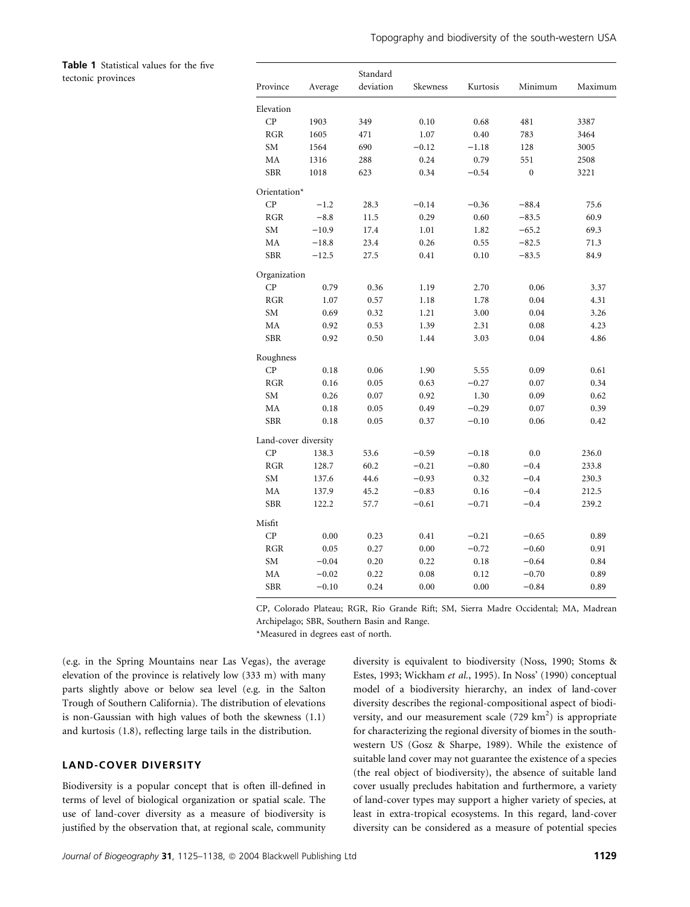**Table 1** Statistical values for the five tectonic provinces

| Province | Average | Standard deviation | Skewness | Kurtosis | Minimum | Maximum |
|---|---|---|---|---|---|---|
| Elevation | | | | | | |
| CP | 1903 | 349 | 0.10 | 0.68 | 481 | 3387 |
| RGR | 1605 | 471 | 1.07 | 0.40 | 783 | 3464 |
| SM | 1564 | 690 | −0.12 | −1.18 | 128 | 3005 |
| MA | 1316 | 288 | 0.24 | 0.79 | 551 | 2508 |
| SBR | 1018 | 623 | 0.34 | −0.54 | 0 | 3221 |
| Orientation* | | | | | | |
| CP | −1.2 | 28.3 | −0.14 | −0.36 | −88.4 | 75.6 |
| RGR | −8.8 | 11.5 | 0.29 | 0.60 | −83.5 | 60.9 |
| SM | −10.9 | 17.4 | 1.01 | 1.82 | −65.2 | 69.3 |
| MA | −18.8 | 23.4 | 0.26 | 0.55 | −82.5 | 71.3 |
| SBR | −12.5 | 27.5 | 0.41 | 0.10 | −83.5 | 84.9 |
| Organization | | | | | | |
| CP | 0.79 | 0.36 | 1.19 | 2.70 | 0.06 | 3.37 |
| RGR | 1.07 | 0.57 | 1.18 | 1.78 | 0.04 | 4.31 |
| SM | 0.69 | 0.32 | 1.21 | 3.00 | 0.04 | 3.26 |
| MA | 0.92 | 0.53 | 1.39 | 2.31 | 0.08 | 4.23 |
| SBR | 0.92 | 0.50 | 1.44 | 3.03 | 0.04 | 4.86 |
| Roughness | | | | | | |
| CP | 0.18 | 0.06 | 1.90 | 5.55 | 0.09 | 0.61 |
| RGR | 0.16 | 0.05 | 0.63 | −0.27 | 0.07 | 0.34 |
| SM | 0.26 | 0.07 | 0.92 | 1.30 | 0.09 | 0.62 |
| MA | 0.18 | 0.05 | 0.49 | −0.29 | 0.07 | 0.39 |
| SBR | 0.18 | 0.05 | 0.37 | −0.10 | 0.06 | 0.42 |
| Land-cover diversity | | | | | | |
| CP | 138.3 | 53.6 | −0.59 | −0.18 | 0.0 | 236.0 |
| RGR | 128.7 | 60.2 | −0.21 | −0.80 | −0.4 | 233.8 |
| SM | 137.6 | 44.6 | −0.93 | 0.32 | −0.4 | 230.3 |
| MA | 137.9 | 45.2 | −0.83 | 0.16 | −0.4 | 212.5 |
| SBR | 122.2 | 57.7 | −0.61 | −0.71 | −0.4 | 239.2 |
| Misfit | | | | | | |
| CP | 0.00 | 0.23 | 0.41 | −0.21 | −0.65 | 0.89 |
| RGR | 0.05 | 0.27 | 0.00 | −0.72 | −0.60 | 0.91 |
| SM | −0.04 | 0.20 | 0.22 | 0.18 | −0.64 | 0.84 |
| MA | −0.02 | 0.22 | 0.08 | 0.12 | −0.70 | 0.89 |
| SBR | −0.10 | 0.24 | 0.00 | 0.00 | −0.84 | 0.89 |

CP, Colorado Plateau; RGR, Rio Grande Rift; SM, Sierra Madre Occidental; MA, Madrean Archipelago; SBR, Southern Basin and Range.
*Measured in degrees east of north.

(e.g. in the Spring Mountains near Las Vegas), the average elevation of the province is relatively low (333 m) with many parts slightly above or below sea level (e.g. in the Salton Trough of Southern California). The distribution of elevations is non-Gaussian with high values of both the skewness (1.1) and kurtosis (1.8), reflecting large tails in the distribution.

## LAND-COVER DIVERSITY

Biodiversity is a popular concept that is often ill-defined in terms of level of biological organization or spatial scale. The use of land-cover diversity as a measure of biodiversity is justified by the observation that, at regional scale, community diversity is equivalent to biodiversity (Noss, 1990; Stoms & Estes, 1993; Wickham *et al.*, 1995). In Noss' (1990) conceptual model of a biodiversity hierarchy, an index of land-cover diversity describes the regional-compositional aspect of biodiversity, and our measurement scale (729 km$^2$) is appropriate for characterizing the regional diversity of biomes in the south-western US (Gosz & Sharpe, 1989). While the existence of suitable land cover may not guarantee the existence of a species (the real object of biodiversity), the absence of suitable land cover usually precludes habitation and furthermore, a variety of land-cover types may support a higher variety of species, at least in extra-tropical ecosystems. In this regard, land-cover diversity can be considered as a measure of potential species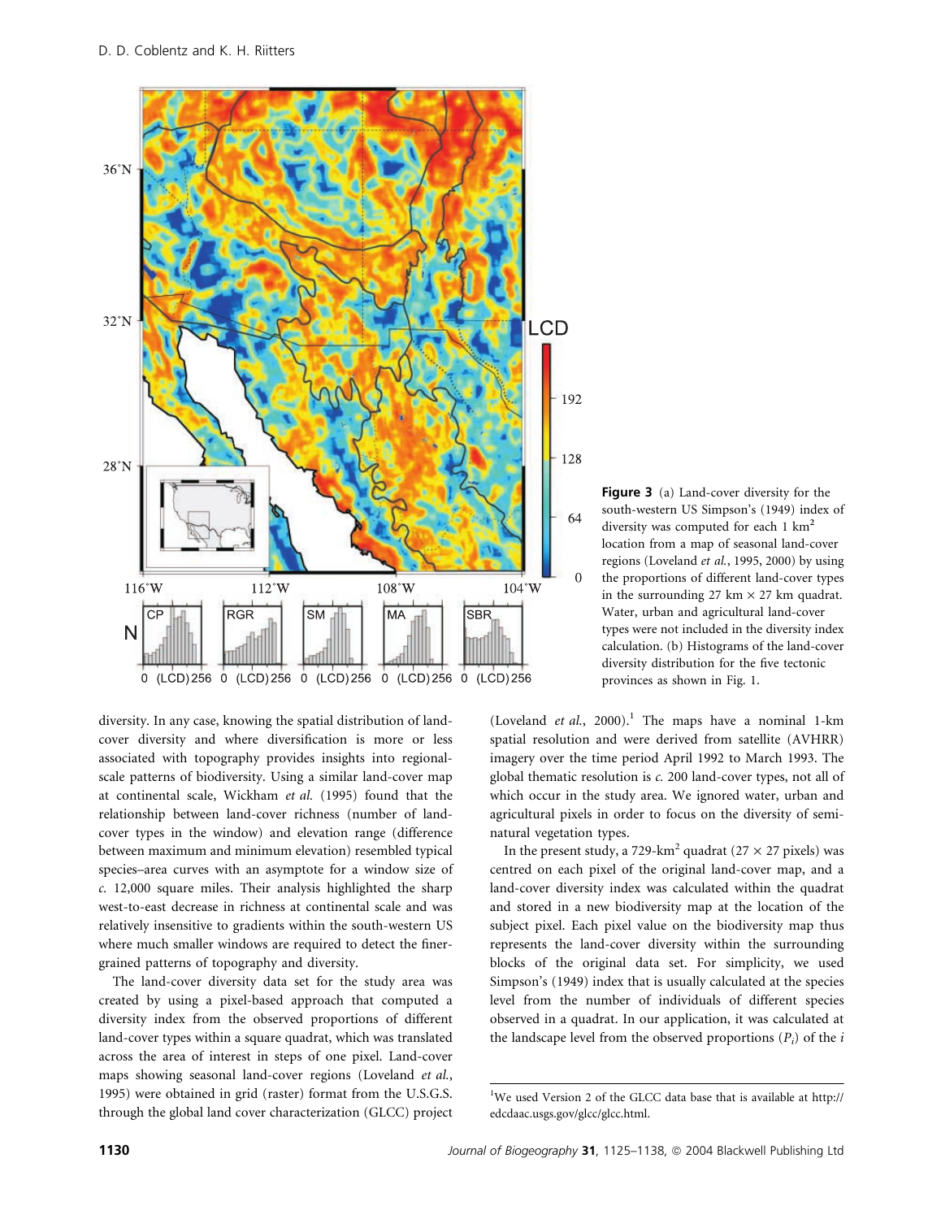**Figure 3** (a) Land-cover diversity for the south-western US Simpson's (1949) index of diversity was computed for each 1 km$^2$ location from a map of seasonal land-cover regions (Loveland *et al.*, 1995, 2000) by using the proportions of different land-cover types in the surrounding 27 km × 27 km quadrat. Water, urban and agricultural land-cover types were not included in the diversity index calculation. (b) Histograms of the land-cover diversity distribution for the five tectonic provinces as shown in Fig. 1.

diversity. In any case, knowing the spatial distribution of land-cover diversity and where diversification is more or less associated with topography provides insights into regional-scale patterns of biodiversity. Using a similar land-cover map at continental scale, Wickham *et al.* (1995) found that the relationship between land-cover richness (number of land-cover types in the window) and elevation range (difference between maximum and minimum elevation) resembled typical species–area curves with an asymptote for a window size of *c.* 12,000 square miles. Their analysis highlighted the sharp west-to-east decrease in richness at continental scale and was relatively insensitive to gradients within the south-western US where much smaller windows are required to detect the finer-grained patterns of topography and diversity.

The land-cover diversity data set for the study area was created by using a pixel-based approach that computed a diversity index from the observed proportions of different land-cover types within a square quadrat, which was translated across the area of interest in steps of one pixel. Land-cover maps showing seasonal land-cover regions (Loveland *et al.*, 1995) were obtained in grid (raster) format from the U.S.G.S. through the global land cover characterization (GLCC) project (Loveland *et al.*, 2000).[1] The maps have a nominal 1-km spatial resolution and were derived from satellite (AVHRR) imagery over the time period April 1992 to March 1993. The global thematic resolution is *c.* 200 land-cover types, not all of which occur in the study area. We ignored water, urban and agricultural pixels in order to focus on the diversity of semi-natural vegetation types.

In the present study, a 729-km$^2$ quadrat (27 × 27 pixels) was centred on each pixel of the original land-cover map, and a land-cover diversity index was calculated within the quadrat and stored in a new biodiversity map at the location of the subject pixel. Each pixel value on the biodiversity map thus represents the land-cover diversity within the surrounding blocks of the original data set. For simplicity, we used Simpson's (1949) index that is usually calculated at the species level from the number of individuals of different species observed in a quadrat. In our application, it was calculated at the landscape level from the observed proportions ($P_i$) of the *i*

[1] We used Version 2 of the GLCC data base that is available at http://edcdaac.usgs.gov/glcc/glcc.html.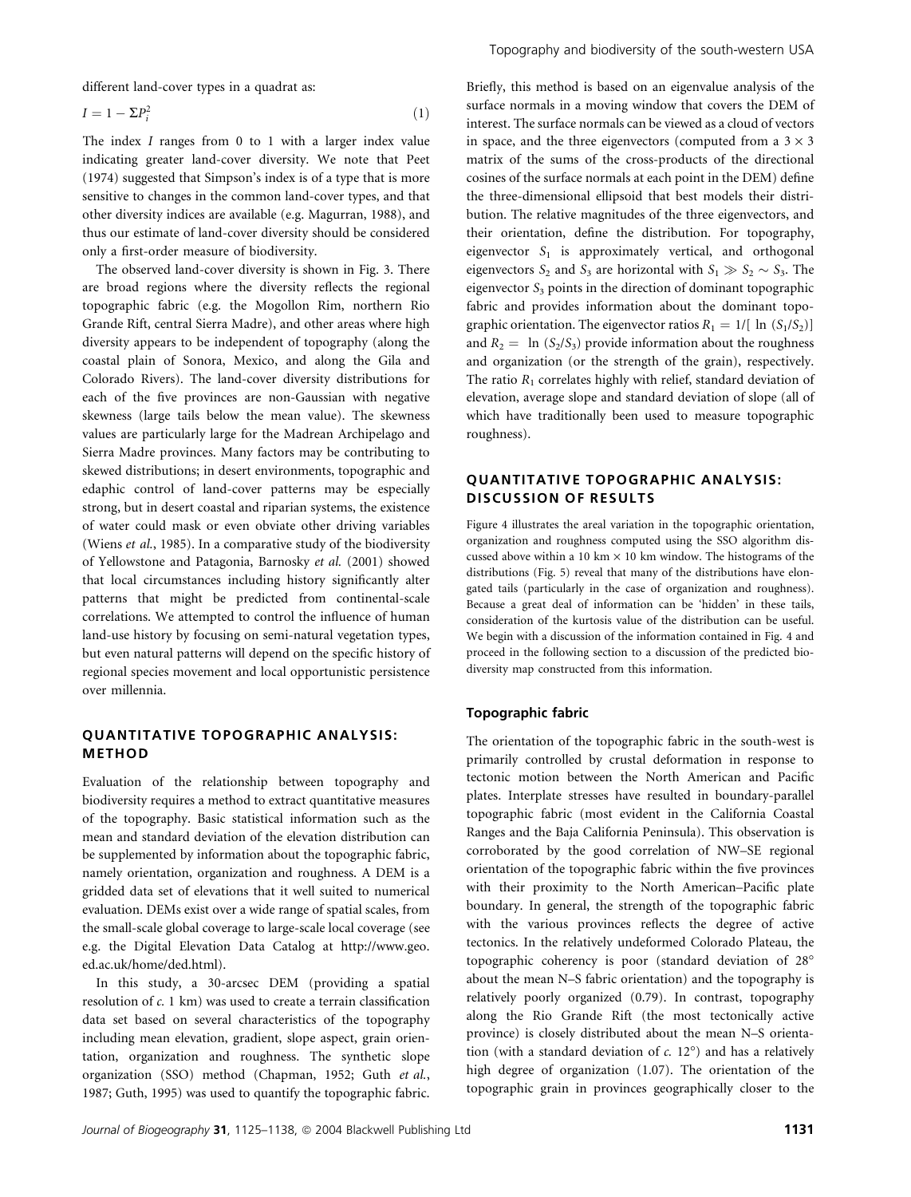different land-cover types in a quadrat as:

$$I = 1 - \Sigma P_i^2 \quad (1)$$

The index $I$ ranges from 0 to 1 with a larger index value indicating greater land-cover diversity. We note that Peet (1974) suggested that Simpson's index is of a type that is more sensitive to changes in the common land-cover types, and that other diversity indices are available (e.g. Magurran, 1988), and thus our estimate of land-cover diversity should be considered only a first-order measure of biodiversity.

The observed land-cover diversity is shown in Fig. 3. There are broad regions where the diversity reflects the regional topographic fabric (e.g. the Mogollon Rim, northern Rio Grande Rift, central Sierra Madre), and other areas where high diversity appears to be independent of topography (along the coastal plain of Sonora, Mexico, and along the Gila and Colorado Rivers). The land-cover diversity distributions for each of the five provinces are non-Gaussian with negative skewness (large tails below the mean value). The skewness values are particularly large for the Madrean Archipelago and Sierra Madre provinces. Many factors may be contributing to skewed distributions; in desert environments, topographic and edaphic control of land-cover patterns may be especially strong, but in desert coastal and riparian systems, the existence of water could mask or even obviate other driving variables (Wiens *et al.*, 1985). In a comparative study of the biodiversity of Yellowstone and Patagonia, Barnosky *et al.* (2001) showed that local circumstances including history significantly alter patterns that might be predicted from continental-scale correlations. We attempted to control the influence of human land-use history by focusing on semi-natural vegetation types, but even natural patterns will depend on the specific history of regional species movement and local opportunistic persistence over millennia.

## QUANTITATIVE TOPOGRAPHIC ANALYSIS: METHOD

Evaluation of the relationship between topography and biodiversity requires a method to extract quantitative measures of the topography. Basic statistical information such as the mean and standard deviation of the elevation distribution can be supplemented by information about the topographic fabric, namely orientation, organization and roughness. A DEM is a gridded data set of elevations that it well suited to numerical evaluation. DEMs exist over a wide range of spatial scales, from the small-scale global coverage to large-scale local coverage (see e.g. the Digital Elevation Data Catalog at http://www.geo.ed.ac.uk/home/ded.html).

In this study, a 30-arcsec DEM (providing a spatial resolution of *c.* 1 km) was used to create a terrain classification data set based on several characteristics of the topography including mean elevation, gradient, slope aspect, grain orientation, organization and roughness. The synthetic slope organization (SSO) method (Chapman, 1952; Guth *et al.*, 1987; Guth, 1995) was used to quantify the topographic fabric. Briefly, this method is based on an eigenvalue analysis of the surface normals in a moving window that covers the DEM of interest. The surface normals can be viewed as a cloud of vectors in space, and the three eigenvectors (computed from a $3 \times 3$ matrix of the sums of the cross-products of the directional cosines of the surface normals at each point in the DEM) define the three-dimensional ellipsoid that best models their distribution. The relative magnitudes of the three eigenvectors, and their orientation, define the distribution. For topography, eigenvector $S_1$ is approximately vertical, and orthogonal eigenvectors $S_2$ and $S_3$ are horizontal with $S_1 \gg S_2 \sim S_3$. The eigenvector $S_3$ points in the direction of dominant topographic fabric and provides information about the dominant topographic orientation. The eigenvector ratios $R_1 = 1/[\ln(S_1/S_2)]$ and $R_2 = \ln(S_2/S_3)$ provide information about the roughness and organization (or the strength of the grain), respectively. The ratio $R_1$ correlates highly with relief, standard deviation of elevation, average slope and standard deviation of slope (all of which have traditionally been used to measure topographic roughness).

## QUANTITATIVE TOPOGRAPHIC ANALYSIS: DISCUSSION OF RESULTS

Figure 4 illustrates the areal variation in the topographic orientation, organization and roughness computed using the SSO algorithm discussed above within a 10 km × 10 km window. The histograms of the distributions (Fig. 5) reveal that many of the distributions have elongated tails (particularly in the case of organization and roughness). Because a great deal of information can be 'hidden' in these tails, consideration of the kurtosis value of the distribution can be useful. We begin with a discussion of the information contained in Fig. 4 and proceed in the following section to a discussion of the predicted biodiversity map constructed from this information.

### Topographic fabric

The orientation of the topographic fabric in the south-west is primarily controlled by crustal deformation in response to tectonic motion between the North American and Pacific plates. Interplate stresses have resulted in boundary-parallel topographic fabric (most evident in the California Coastal Ranges and the Baja California Peninsula). This observation is corroborated by the good correlation of NW–SE regional orientation of the topographic fabric within the five provinces with their proximity to the North American–Pacific plate boundary. In general, the strength of the topographic fabric with the various provinces reflects the degree of active tectonics. In the relatively undeformed Colorado Plateau, the topographic coherency is poor (standard deviation of 28° about the mean N–S fabric orientation) and the topography is relatively poorly organized (0.79). In contrast, topography along the Rio Grande Rift (the most tectonically active province) is closely distributed about the mean N–S orientation (with a standard deviation of *c.* 12°) and has a relatively high degree of organization (1.07). The orientation of the topographic grain in provinces geographically closer to the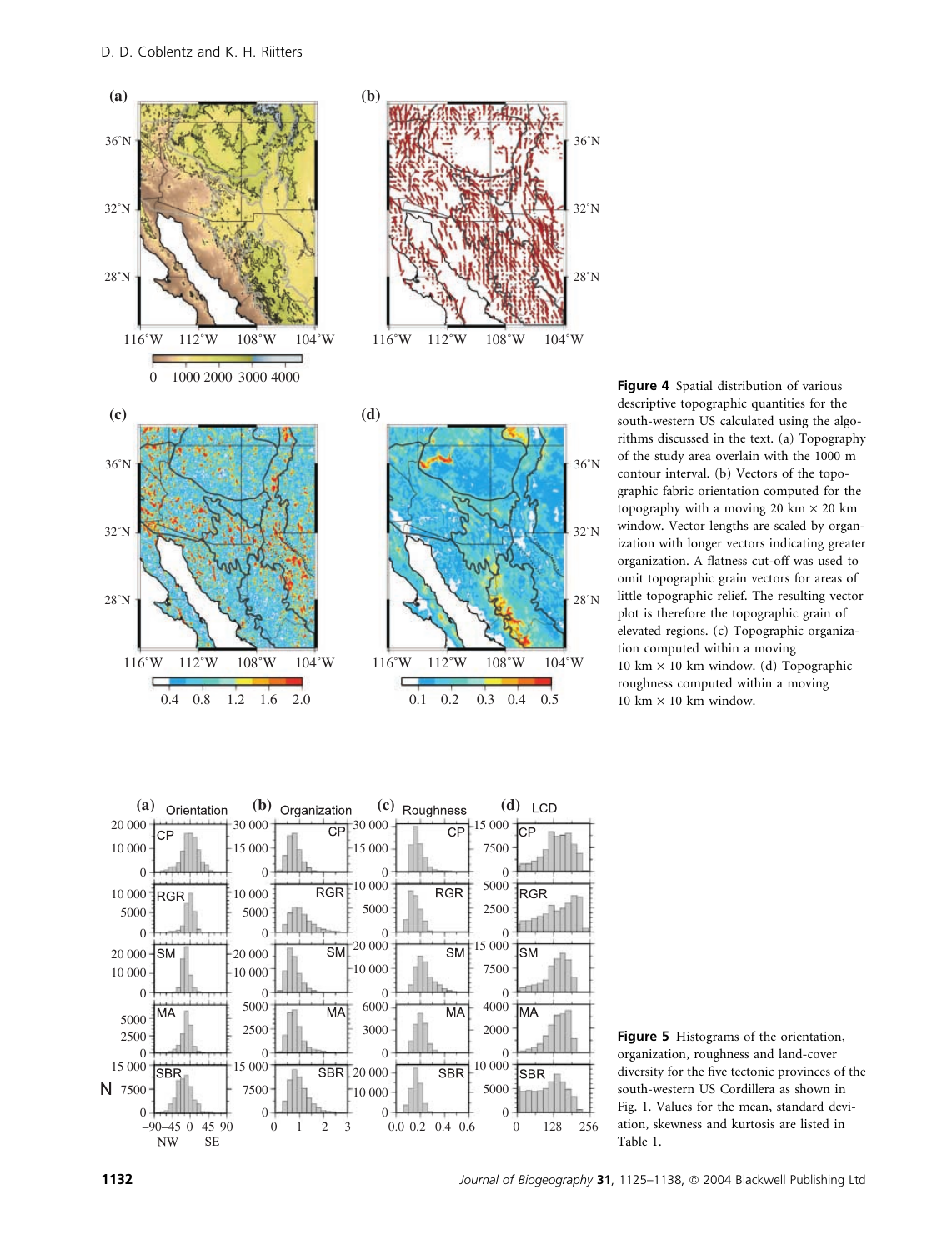**Figure 4** Spatial distribution of various descriptive topographic quantities for the south-western US calculated using the algorithms discussed in the text. (a) Topography of the study area overlain with the 1000 m contour interval. (b) Vectors of the topographic fabric orientation computed for the topography with a moving 20 km × 20 km window. Vector lengths are scaled by organization with longer vectors indicating greater organization. A flatness cut-off was used to omit topographic grain vectors for areas of little topographic relief. The resulting vector plot is therefore the topographic grain of elevated regions. (c) Topographic organization computed within a moving 10 km × 10 km window. (d) Topographic roughness computed within a moving 10 km × 10 km window.

**Figure 5** Histograms of the orientation, organization, roughness and land-cover diversity for the five tectonic provinces of the south-western US Cordillera as shown in Fig. 1. Values for the mean, standard deviation, skewness and kurtosis are listed in Table 1.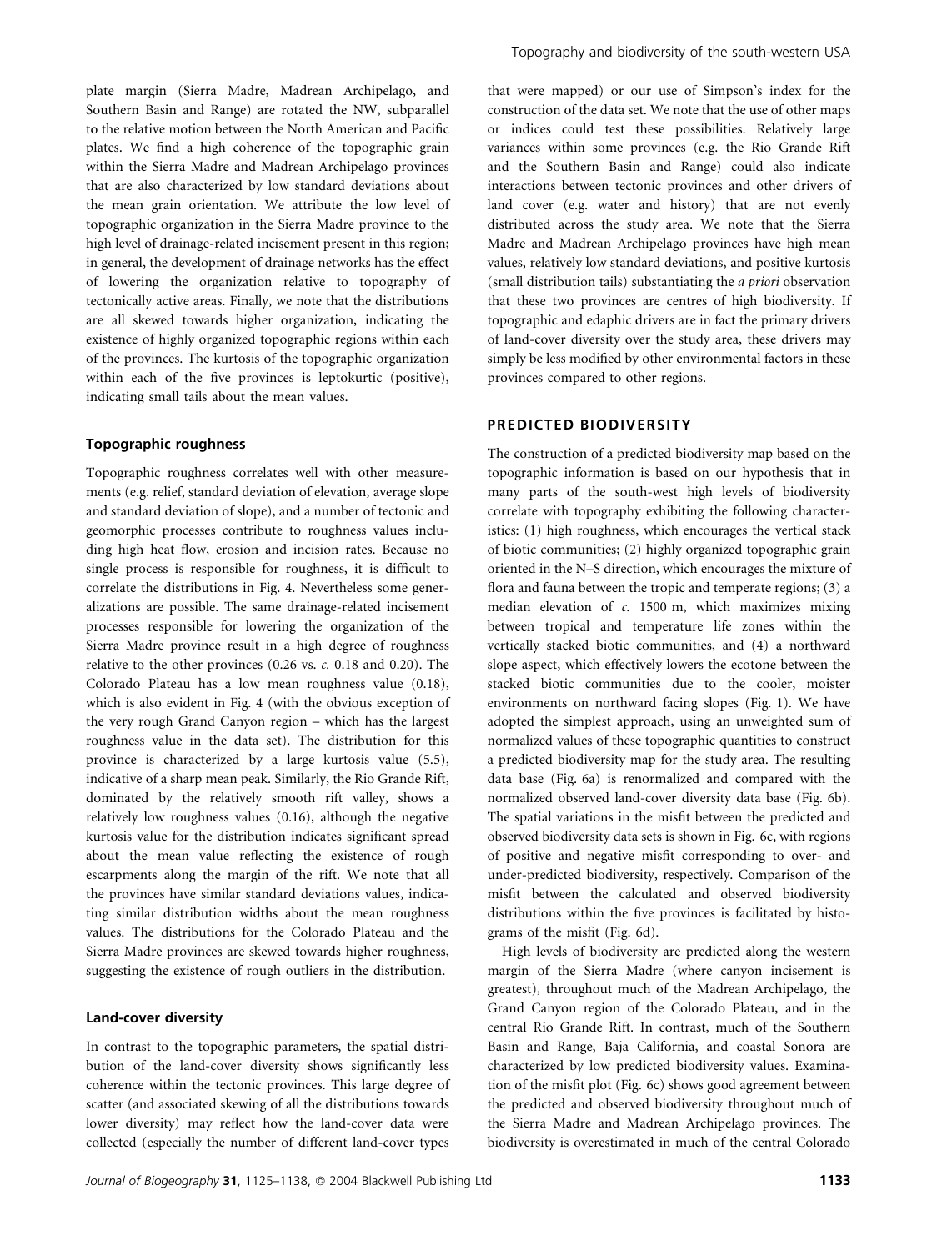plate margin (Sierra Madre, Madrean Archipelago, and Southern Basin and Range) are rotated the NW, subparallel to the relative motion between the North American and Pacific plates. We find a high coherence of the topographic grain within the Sierra Madre and Madrean Archipelago provinces that are also characterized by low standard deviations about the mean grain orientation. We attribute the low level of topographic organization in the Sierra Madre province to the high level of drainage-related incisement present in this region; in general, the development of drainage networks has the effect of lowering the organization relative to topography of tectonically active areas. Finally, we note that the distributions are all skewed towards higher organization, indicating the existence of highly organized topographic regions within each of the provinces. The kurtosis of the topographic organization within each of the five provinces is leptokurtic (positive), indicating small tails about the mean values.

### Topographic roughness

Topographic roughness correlates well with other measurements (e.g. relief, standard deviation of elevation, average slope and standard deviation of slope), and a number of tectonic and geomorphic processes contribute to roughness values including high heat flow, erosion and incision rates. Because no single process is responsible for roughness, it is difficult to correlate the distributions in Fig. 4. Nevertheless some generalizations are possible. The same drainage-related incisement processes responsible for lowering the organization of the Sierra Madre province result in a high degree of roughness relative to the other provinces (0.26 vs. *c.* 0.18 and 0.20). The Colorado Plateau has a low mean roughness value (0.18), which is also evident in Fig. 4 (with the obvious exception of the very rough Grand Canyon region – which has the largest roughness value in the data set). The distribution for this province is characterized by a large kurtosis value (5.5), indicative of a sharp mean peak. Similarly, the Rio Grande Rift, dominated by the relatively smooth rift valley, shows a relatively low roughness values (0.16), although the negative kurtosis value for the distribution indicates significant spread about the mean value reflecting the existence of rough escarpments along the margin of the rift. We note that all the provinces have similar standard deviations values, indicating similar distribution widths about the mean roughness values. The distributions for the Colorado Plateau and the Sierra Madre provinces are skewed towards higher roughness, suggesting the existence of rough outliers in the distribution.

### Land-cover diversity

In contrast to the topographic parameters, the spatial distribution of the land-cover diversity shows significantly less coherence within the tectonic provinces. This large degree of scatter (and associated skewing of all the distributions towards lower diversity) may reflect how the land-cover data were collected (especially the number of different land-cover types that were mapped) or our use of Simpson's index for the construction of the data set. We note that the use of other maps or indices could test these possibilities. Relatively large variances within some provinces (e.g. the Rio Grande Rift and the Southern Basin and Range) could also indicate interactions between tectonic provinces and other drivers of land cover (e.g. water and history) that are not evenly distributed across the study area. We note that the Sierra Madre and Madrean Archipelago provinces have high mean values, relatively low standard deviations, and positive kurtosis (small distribution tails) substantiating the *a priori* observation that these two provinces are centres of high biodiversity. If topographic and edaphic drivers are in fact the primary drivers of land-cover diversity over the study area, these drivers may simply be less modified by other environmental factors in these provinces compared to other regions.

## PREDICTED BIODIVERSITY

The construction of a predicted biodiversity map based on the topographic information is based on our hypothesis that in many parts of the south-west high levels of biodiversity correlate with topography exhibiting the following characteristics: (1) high roughness, which encourages the vertical stack of biotic communities; (2) highly organized topographic grain oriented in the N–S direction, which encourages the mixture of flora and fauna between the tropic and temperate regions; (3) a median elevation of *c.* 1500 m, which maximizes mixing between tropical and temperature life zones within the vertically stacked biotic communities, and (4) a northward slope aspect, which effectively lowers the ecotone between the stacked biotic communities due to the cooler, moister environments on northward facing slopes (Fig. 1). We have adopted the simplest approach, using an unweighted sum of normalized values of these topographic quantities to construct a predicted biodiversity map for the study area. The resulting data base (Fig. 6a) is renormalized and compared with the normalized observed land-cover diversity data base (Fig. 6b). The spatial variations in the misfit between the predicted and observed biodiversity data sets is shown in Fig. 6c, with regions of positive and negative misfit corresponding to over- and under-predicted biodiversity, respectively. Comparison of the misfit between the calculated and observed biodiversity distributions within the five provinces is facilitated by histograms of the misfit (Fig. 6d).

High levels of biodiversity are predicted along the western margin of the Sierra Madre (where canyon incisement is greatest), throughout much of the Madrean Archipelago, the Grand Canyon region of the Colorado Plateau, and in the central Rio Grande Rift. In contrast, much of the Southern Basin and Range, Baja California, and coastal Sonora are characterized by low predicted biodiversity values. Examination of the misfit plot (Fig. 6c) shows good agreement between the predicted and observed biodiversity throughout much of the Sierra Madre and Madrean Archipelago provinces. The biodiversity is overestimated in much of the central Colorado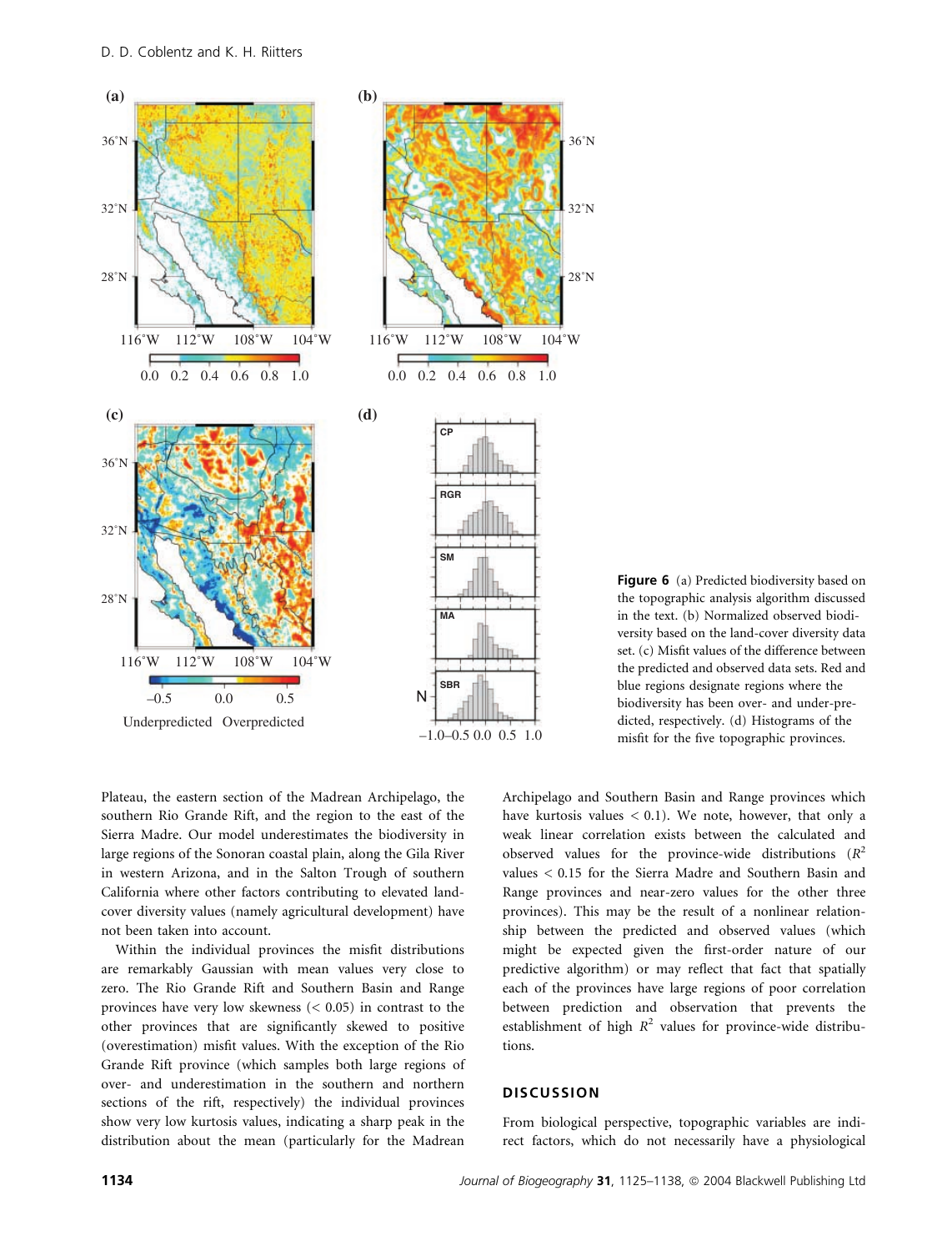Figure 6 (a) Predicted biodiversity based on the topographic analysis algorithm discussed in the text. (b) Normalized observed biodiversity based on the land-cover diversity data set. (c) Misfit values of the difference between the predicted and observed data sets. Red and blue regions designate regions where the biodiversity has been over- and under-predicted, respectively. (d) Histograms of the misfit for the five topographic provinces.

Plateau, the eastern section of the Madrean Archipelago, the southern Rio Grande Rift, and the region to the east of the Sierra Madre. Our model underestimates the biodiversity in large regions of the Sonoran coastal plain, along the Gila River in western Arizona, and in the Salton Trough of southern California where other factors contributing to elevated land-cover diversity values (namely agricultural development) have not been taken into account.

Within the individual provinces the misfit distributions are remarkably Gaussian with mean values very close to zero. The Rio Grande Rift and Southern Basin and Range provinces have very low skewness (< 0.05) in contrast to the other provinces that are significantly skewed to positive (overestimation) misfit values. With the exception of the Rio Grande Rift province (which samples both large regions of over- and underestimation in the southern and northern sections of the rift, respectively) the individual provinces show very low kurtosis values, indicating a sharp peak in the distribution about the mean (particularly for the Madrean Archipelago and Southern Basin and Range provinces which have kurtosis values < 0.1). We note, however, that only a weak linear correlation exists between the calculated and observed values for the province-wide distributions ($R^2$ values < 0.15 for the Sierra Madre and Southern Basin and Range provinces and near-zero values for the other three provinces). This may be the result of a nonlinear relationship between the predicted and observed values (which might be expected given the first-order nature of our predictive algorithm) or may reflect that fact that spatially each of the provinces have large regions of poor correlation between prediction and observation that prevents the establishment of high $R^2$ values for province-wide distributions.

## DISCUSSION

From biological perspective, topographic variables are indirect factors, which do not necessarily have a physiological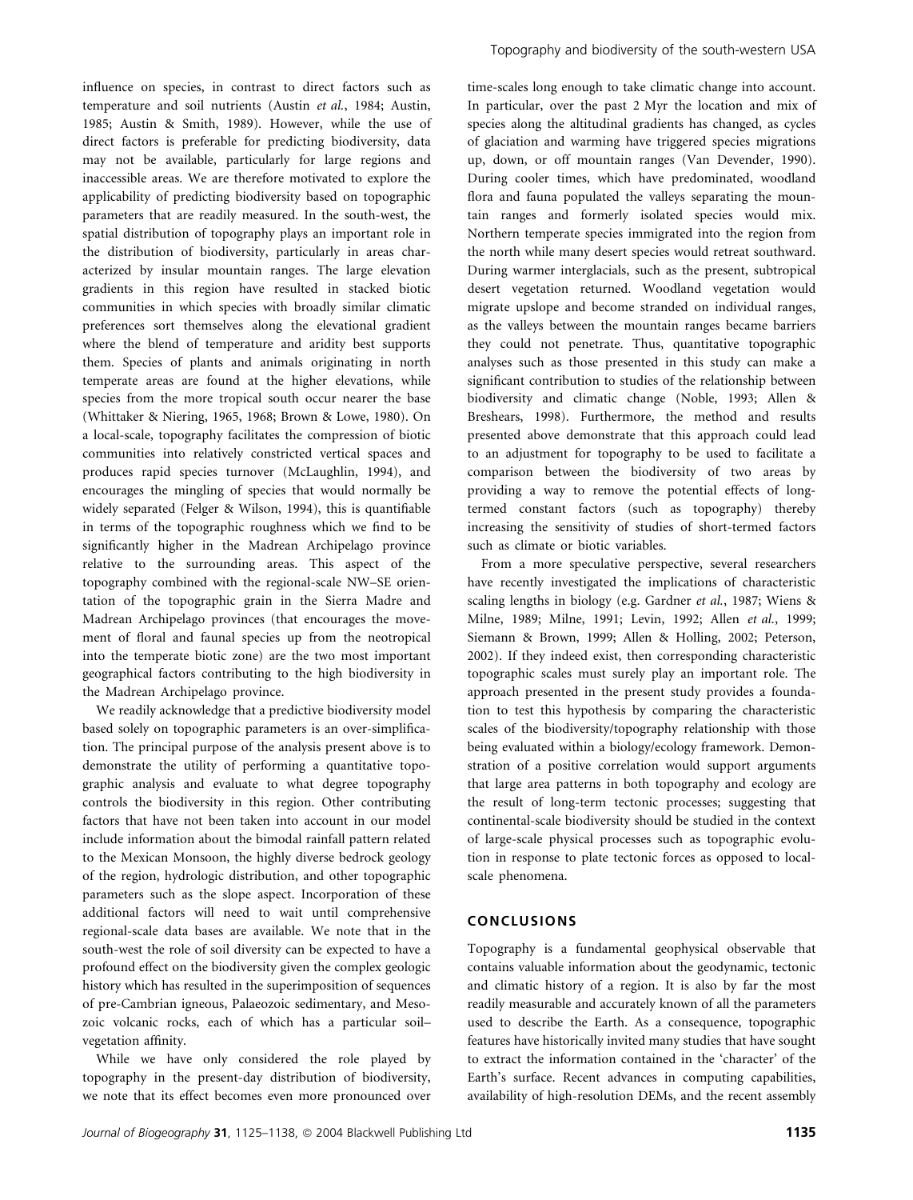influence on species, in contrast to direct factors such as temperature and soil nutrients (Austin *et al.*, 1984; Austin, 1985; Austin & Smith, 1989). However, while the use of direct factors is preferable for predicting biodiversity, data may not be available, particularly for large regions and inaccessible areas. We are therefore motivated to explore the applicability of predicting biodiversity based on topographic parameters that are readily measured. In the south-west, the spatial distribution of topography plays an important role in the distribution of biodiversity, particularly in areas characterized by insular mountain ranges. The large elevation gradients in this region have resulted in stacked biotic communities in which species with broadly similar climatic preferences sort themselves along the elevational gradient where the blend of temperature and aridity best supports them. Species of plants and animals originating in north temperate areas are found at the higher elevations, while species from the more tropical south occur nearer the base (Whittaker & Niering, 1965, 1968; Brown & Lowe, 1980). On a local-scale, topography facilitates the compression of biotic communities into relatively constricted vertical spaces and produces rapid species turnover (McLaughlin, 1994), and encourages the mingling of species that would normally be widely separated (Felger & Wilson, 1994), this is quantifiable in terms of the topographic roughness which we find to be significantly higher in the Madrean Archipelago province relative to the surrounding areas. This aspect of the topography combined with the regional-scale NW–SE orientation of the topographic grain in the Sierra Madre and Madrean Archipelago provinces (that encourages the movement of floral and faunal species up from the neotropical into the temperate biotic zone) are the two most important geographical factors contributing to the high biodiversity in the Madrean Archipelago province.

We readily acknowledge that a predictive biodiversity model based solely on topographic parameters is an over-simplification. The principal purpose of the analysis present above is to demonstrate the utility of performing a quantitative topographic analysis and evaluate to what degree topography controls the biodiversity in this region. Other contributing factors that have not been taken into account in our model include information about the bimodal rainfall pattern related to the Mexican Monsoon, the highly diverse bedrock geology of the region, hydrologic distribution, and other topographic parameters such as the slope aspect. Incorporation of these additional factors will need to wait until comprehensive regional-scale data bases are available. We note that in the south-west the role of soil diversity can be expected to have a profound effect on the biodiversity given the complex geologic history which has resulted in the superimposition of sequences of pre-Cambrian igneous, Palaeozoic sedimentary, and Mesozoic volcanic rocks, each of which has a particular soil–vegetation affinity.

While we have only considered the role played by topography in the present-day distribution of biodiversity, we note that its effect becomes even more pronounced over time-scales long enough to take climatic change into account. In particular, over the past 2 Myr the location and mix of species along the altitudinal gradients has changed, as cycles of glaciation and warming have triggered species migrations up, down, or off mountain ranges (Van Devender, 1990). During cooler times, which have predominated, woodland flora and fauna populated the valleys separating the mountain ranges and formerly isolated species would mix. Northern temperate species immigrated into the region from the north while many desert species would retreat southward. During warmer interglacials, such as the present, subtropical desert vegetation returned. Woodland vegetation would migrate upslope and become stranded on individual ranges, as the valleys between the mountain ranges became barriers they could not penetrate. Thus, quantitative topographic analyses such as those presented in this study can make a significant contribution to studies of the relationship between biodiversity and climatic change (Noble, 1993; Allen & Breshears, 1998). Furthermore, the method and results presented above demonstrate that this approach could lead to an adjustment for topography to be used to facilitate a comparison between the biodiversity of two areas by providing a way to remove the potential effects of long-termed constant factors (such as topography) thereby increasing the sensitivity of studies of short-termed factors such as climate or biotic variables.

From a more speculative perspective, several researchers have recently investigated the implications of characteristic scaling lengths in biology (e.g. Gardner *et al.*, 1987; Wiens & Milne, 1989; Milne, 1991; Levin, 1992; Allen *et al.*, 1999; Siemann & Brown, 1999; Allen & Holling, 2002; Peterson, 2002). If they indeed exist, then corresponding characteristic topographic scales must surely play an important role. The approach presented in the present study provides a foundation to test this hypothesis by comparing the characteristic scales of the biodiversity/topography relationship with those being evaluated within a biology/ecology framework. Demonstration of a positive correlation would support arguments that large area patterns in both topography and ecology are the result of long-term tectonic processes; suggesting that continental-scale biodiversity should be studied in the context of large-scale physical processes such as topographic evolution in response to plate tectonic forces as opposed to local-scale phenomena.

## CONCLUSIONS

Topography is a fundamental geophysical observable that contains valuable information about the geodynamic, tectonic and climatic history of a region. It is also by far the most readily measurable and accurately known of all the parameters used to describe the Earth. As a consequence, topographic features have historically invited many studies that have sought to extract the information contained in the 'character' of the Earth's surface. Recent advances in computing capabilities, availability of high-resolution DEMs, and the recent assembly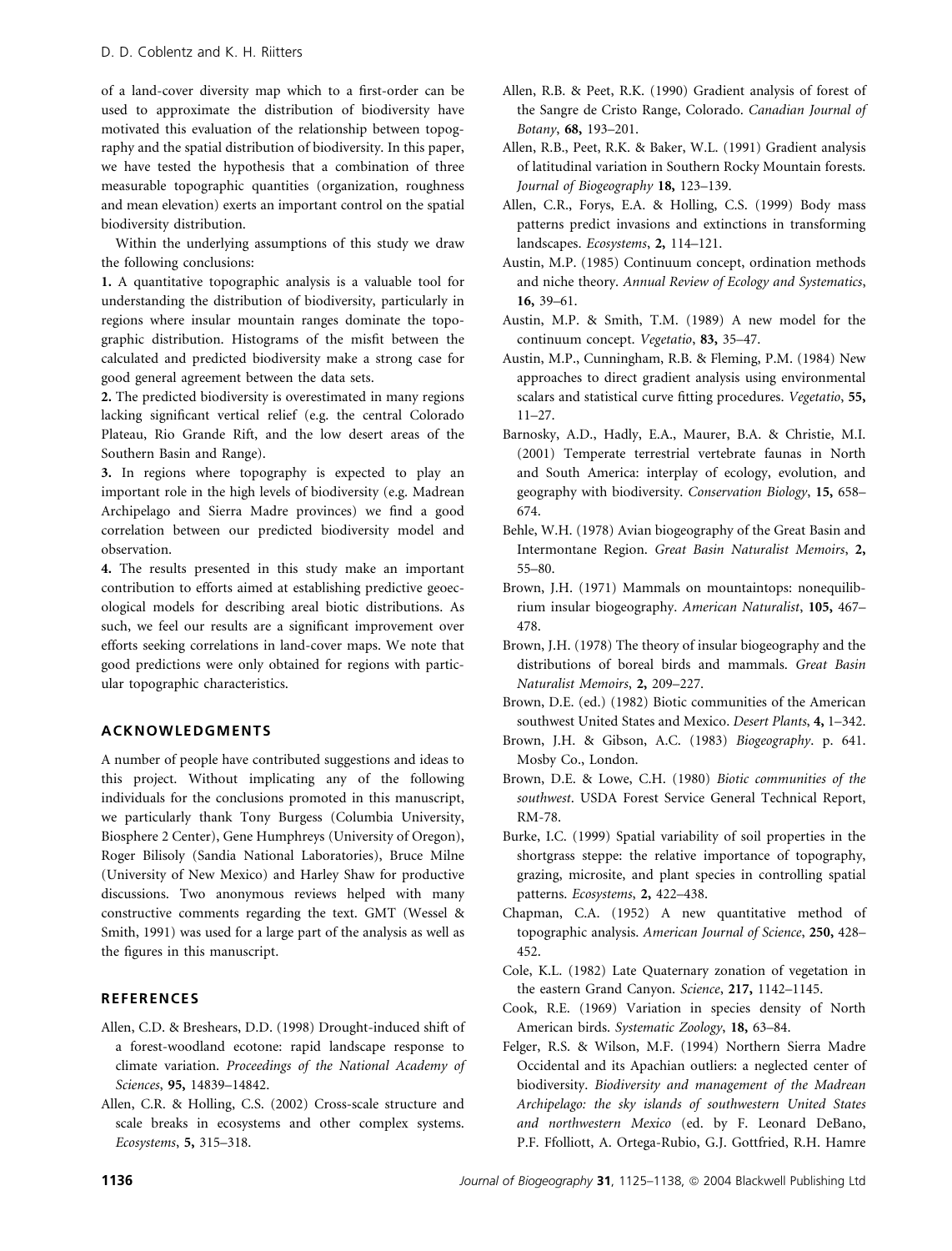of a land-cover diversity map which to a first-order can be used to approximate the distribution of biodiversity have motivated this evaluation of the relationship between topography and the spatial distribution of biodiversity. In this paper, we have tested the hypothesis that a combination of three measurable topographic quantities (organization, roughness and mean elevation) exerts an important control on the spatial biodiversity distribution.

Within the underlying assumptions of this study we draw the following conclusions:

**1.** A quantitative topographic analysis is a valuable tool for understanding the distribution of biodiversity, particularly in regions where insular mountain ranges dominate the topographic distribution. Histograms of the misfit between the calculated and predicted biodiversity make a strong case for good general agreement between the data sets.

**2.** The predicted biodiversity is overestimated in many regions lacking significant vertical relief (e.g. the central Colorado Plateau, Rio Grande Rift, and the low desert areas of the Southern Basin and Range).

**3.** In regions where topography is expected to play an important role in the high levels of biodiversity (e.g. Madrean Archipelago and Sierra Madre provinces) we find a good correlation between our predicted biodiversity model and observation.

**4.** The results presented in this study make an important contribution to efforts aimed at establishing predictive geoecological models for describing areal biotic distributions. As such, we feel our results are a significant improvement over efforts seeking correlations in land-cover maps. We note that good predictions were only obtained for regions with particular topographic characteristics.

## ACKNOWLEDGMENTS

A number of people have contributed suggestions and ideas to this project. Without implicating any of the following individuals for the conclusions promoted in this manuscript, we particularly thank Tony Burgess (Columbia University, Biosphere 2 Center), Gene Humphreys (University of Oregon), Roger Bilisoly (Sandia National Laboratories), Bruce Milne (University of New Mexico) and Harley Shaw for productive discussions. Two anonymous reviews helped with many constructive comments regarding the text. GMT (Wessel & Smith, 1991) was used for a large part of the analysis as well as the figures in this manuscript.

## REFERENCES

Allen, C.D. & Breshears, D.D. (1998) Drought-induced shift of a forest-woodland ecotone: rapid landscape response to climate variation. *Proceedings of the National Academy of Sciences*, **95,** 14839–14842.

Allen, C.R. & Holling, C.S. (2002) Cross-scale structure and scale breaks in ecosystems and other complex systems. *Ecosystems*, **5,** 315–318.

Allen, R.B. & Peet, R.K. (1990) Gradient analysis of forest of the Sangre de Cristo Range, Colorado. *Canadian Journal of Botany*, **68,** 193–201.

Allen, R.B., Peet, R.K. & Baker, W.L. (1991) Gradient analysis of latitudinal variation in Southern Rocky Mountain forests. *Journal of Biogeography* **18,** 123–139.

Allen, C.R., Forys, E.A. & Holling, C.S. (1999) Body mass patterns predict invasions and extinctions in transforming landscapes. *Ecosystems*, **2,** 114–121.

Austin, M.P. (1985) Continuum concept, ordination methods and niche theory. *Annual Review of Ecology and Systematics*, **16,** 39–61.

Austin, M.P. & Smith, T.M. (1989) A new model for the continuum concept. *Vegetatio*, **83,** 35–47.

Austin, M.P., Cunningham, R.B. & Fleming, P.M. (1984) New approaches to direct gradient analysis using environmental scalars and statistical curve fitting procedures. *Vegetatio*, **55,** 11–27.

Barnosky, A.D., Hadly, E.A., Maurer, B.A. & Christie, M.I. (2001) Temperate terrestrial vertebrate faunas in North and South America: interplay of ecology, evolution, and geography with biodiversity. *Conservation Biology*, **15,** 658–674.

Behle, W.H. (1978) Avian biogeography of the Great Basin and Intermontane Region. *Great Basin Naturalist Memoirs*, **2,** 55–80.

Brown, J.H. (1971) Mammals on mountaintops: nonequilibrium insular biogeography. *American Naturalist*, **105,** 467–478.

Brown, J.H. (1978) The theory of insular biogeography and the distributions of boreal birds and mammals. *Great Basin Naturalist Memoirs*, **2,** 209–227.

Brown, D.E. (ed.) (1982) Biotic communities of the American southwest United States and Mexico. *Desert Plants*, **4,** 1–342.

Brown, J.H. & Gibson, A.C. (1983) *Biogeography*. p. 641. Mosby Co., London.

Brown, D.E. & Lowe, C.H. (1980) *Biotic communities of the southwest*. USDA Forest Service General Technical Report, RM-78.

Burke, I.C. (1999) Spatial variability of soil properties in the shortgrass steppe: the relative importance of topography, grazing, microsite, and plant species in controlling spatial patterns. *Ecosystems*, **2,** 422–438.

Chapman, C.A. (1952) A new quantitative method of topographic analysis. *American Journal of Science*, **250,** 428–452.

Cole, K.L. (1982) Late Quaternary zonation of vegetation in the eastern Grand Canyon. *Science*, **217,** 1142–1145.

Cook, R.E. (1969) Variation in species density of North American birds. *Systematic Zoology*, **18,** 63–84.

Felger, R.S. & Wilson, M.F. (1994) Northern Sierra Madre Occidental and its Apachian outliers: a neglected center of biodiversity. *Biodiversity and management of the Madrean Archipelago: the sky islands of southwestern United States and northwestern Mexico* (ed. by F. Leonard DeBano, P.F. Ffolliott, A. Ortega-Rubio, G.J. Gottfried, R.H. Hamre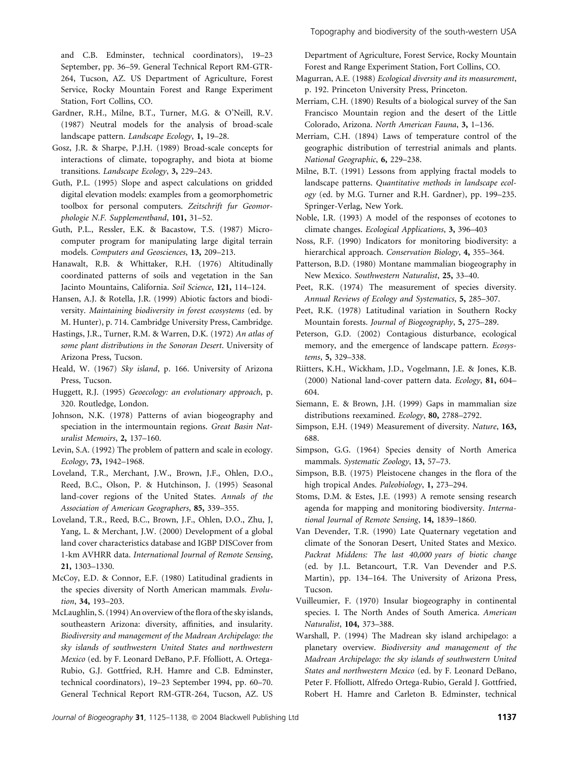and C.B. Edminster, technical coordinators), 19–23 September, pp. 36–59. General Technical Report RM-GTR-264, Tucson, AZ. US Department of Agriculture, Forest Service, Rocky Mountain Forest and Range Experiment Station, Fort Collins, CO.

Gardner, R.H., Milne, B.T., Turner, M.G. & O'Neill, R.V. (1987) Neutral models for the analysis of broad-scale landscape pattern. *Landscape Ecology*, **1,** 19–28.

Gosz, J.R. & Sharpe, P.J.H. (1989) Broad-scale concepts for interactions of climate, topography, and biota at biome transitions. *Landscape Ecology*, **3,** 229–243.

Guth, P.L. (1995) Slope and aspect calculations on gridded digital elevation models: examples from a geomorphometric toolbox for personal computers. *Zeitschrift fur Geomorphologie N.F. Supplementband*, **101,** 31–52.

Guth, P.L., Ressler, E.K. & Bacastow, T.S. (1987) Microcomputer program for manipulating large digital terrain models. *Computers and Geosciences*, **13,** 209–213.

Hanawalt, R.B. & Whittaker, R.H. (1976) Altitudinally coordinated patterns of soils and vegetation in the San Jacinto Mountains, California. *Soil Science*, **121,** 114–124.

Hansen, A.J. & Rotella, J.R. (1999) Abiotic factors and biodiversity. *Maintaining biodiversity in forest ecosystems* (ed. by M. Hunter), p. 714. Cambridge University Press, Cambridge.

Hastings, J.R., Turner, R.M. & Warren, D.K. (1972) *An atlas of some plant distributions in the Sonoran Desert*. University of Arizona Press, Tucson.

Heald, W. (1967) *Sky island*, p. 166. University of Arizona Press, Tucson.

Huggett, R.J. (1995) *Geoecology: an evolutionary approach*, p. 320. Routledge, London.

Johnson, N.K. (1978) Patterns of avian biogeography and speciation in the intermountain regions. *Great Basin Naturalist Memoirs*, **2,** 137–160.

Levin, S.A. (1992) The problem of pattern and scale in ecology. *Ecology*, **73,** 1942–1968.

Loveland, T.R., Merchant, J.W., Brown, J.F., Ohlen, D.O., Reed, B.C., Olson, P. & Hutchinson, J. (1995) Seasonal land-cover regions of the United States. *Annals of the Association of American Geographers*, **85,** 339–355.

Loveland, T.R., Reed, B.C., Brown, J.F., Ohlen, D.O., Zhu, J, Yang, L. & Merchant, J.W. (2000) Development of a global land cover characteristics database and IGBP DISCover from 1-km AVHRR data. *International Journal of Remote Sensing*, **21,** 1303–1330.

McCoy, E.D. & Connor, E.F. (1980) Latitudinal gradients in the species diversity of North American mammals. *Evolution*, **34,** 193–203.

McLaughlin, S. (1994) An overview of the flora of the sky islands, southeastern Arizona: diversity, affinities, and insularity. *Biodiversity and management of the Madrean Archipelago: the sky islands of southwestern United States and northwestern Mexico* (ed. by F. Leonard DeBano, P.F. Ffolliott, A. Ortega-Rubio, G.J. Gottfried, R.H. Hamre and C.B. Edminster, technical coordinators), 19–23 September 1994, pp. 60–70. General Technical Report RM-GTR-264, Tucson, AZ. US Department of Agriculture, Forest Service, Rocky Mountain Forest and Range Experiment Station, Fort Collins, CO.

Magurran, A.E. (1988) *Ecological diversity and its measurement*, p. 192. Princeton University Press, Princeton.

Merriam, C.H. (1890) Results of a biological survey of the San Francisco Mountain region and the desert of the Little Colorado, Arizona. *North American Fauna*, **3,** 1–136.

Merriam, C.H. (1894) Laws of temperature control of the geographic distribution of terrestrial animals and plants. *National Geographic*, **6,** 229–238.

Milne, B.T. (1991) Lessons from applying fractal models to landscape patterns. *Quantitative methods in landscape ecology* (ed. by M.G. Turner and R.H. Gardner), pp. 199–235. Springer-Verlag, New York.

Noble, I.R. (1993) A model of the responses of ecotones to climate changes. *Ecological Applications*, **3,** 396–403

Noss, R.F. (1990) Indicators for monitoring biodiversity: a hierarchical approach. *Conservation Biology*, **4,** 355–364.

Patterson, B.D. (1980) Montane mammalian biogeography in New Mexico. *Southwestern Naturalist*, **25,** 33–40.

Peet, R.K. (1974) The measurement of species diversity. *Annual Reviews of Ecology and Systematics*, **5,** 285–307.

Peet, R.K. (1978) Latitudinal variation in Southern Rocky Mountain forests. *Journal of Biogeography*, **5,** 275–289.

Peterson, G.D. (2002) Contagious disturbance, ecological memory, and the emergence of landscape pattern. *Ecosystems*, **5,** 329–338.

Riitters, K.H., Wickham, J.D., Vogelmann, J.E. & Jones, K.B. (2000) National land-cover pattern data. *Ecology*, **81,** 604–604.

Siemann, E. & Brown, J.H. (1999) Gaps in mammalian size distributions reexamined. *Ecology*, **80,** 2788–2792.

Simpson, E.H. (1949) Measurement of diversity. *Nature*, **163,** 688.

Simpson, G.G. (1964) Species density of North America mammals. *Systematic Zoology*, **13,** 57–73.

Simpson, B.B. (1975) Pleistocene changes in the flora of the high tropical Andes. *Paleobiology*, **1,** 273–294.

Stoms, D.M. & Estes, J.E. (1993) A remote sensing research agenda for mapping and monitoring biodiversity. *International Journal of Remote Sensing*, **14,** 1839–1860.

Van Devender, T.R. (1990) Late Quaternary vegetation and climate of the Sonoran Desert, United States and Mexico. *Packrat Middens: The last 40,000 years of biotic change* (ed. by J.L. Betancourt, T.R. Van Devender and P.S. Martin), pp. 134–164. The University of Arizona Press, Tucson.

Vuilleumier, F. (1970) Insular biogeography in continental species. I. The North Andes of South America. *American Naturalist*, **104,** 373–388.

Warshall, P. (1994) The Madrean sky island archipelago: a planetary overview. *Biodiversity and management of the Madrean Archipelago: the sky islands of southwestern United States and northwestern Mexico* (ed. by F. Leonard DeBano, Peter F. Ffolliott, Alfredo Ortega-Rubio, Gerald J. Gottfried, Robert H. Hamre and Carleton B. Edminster, technical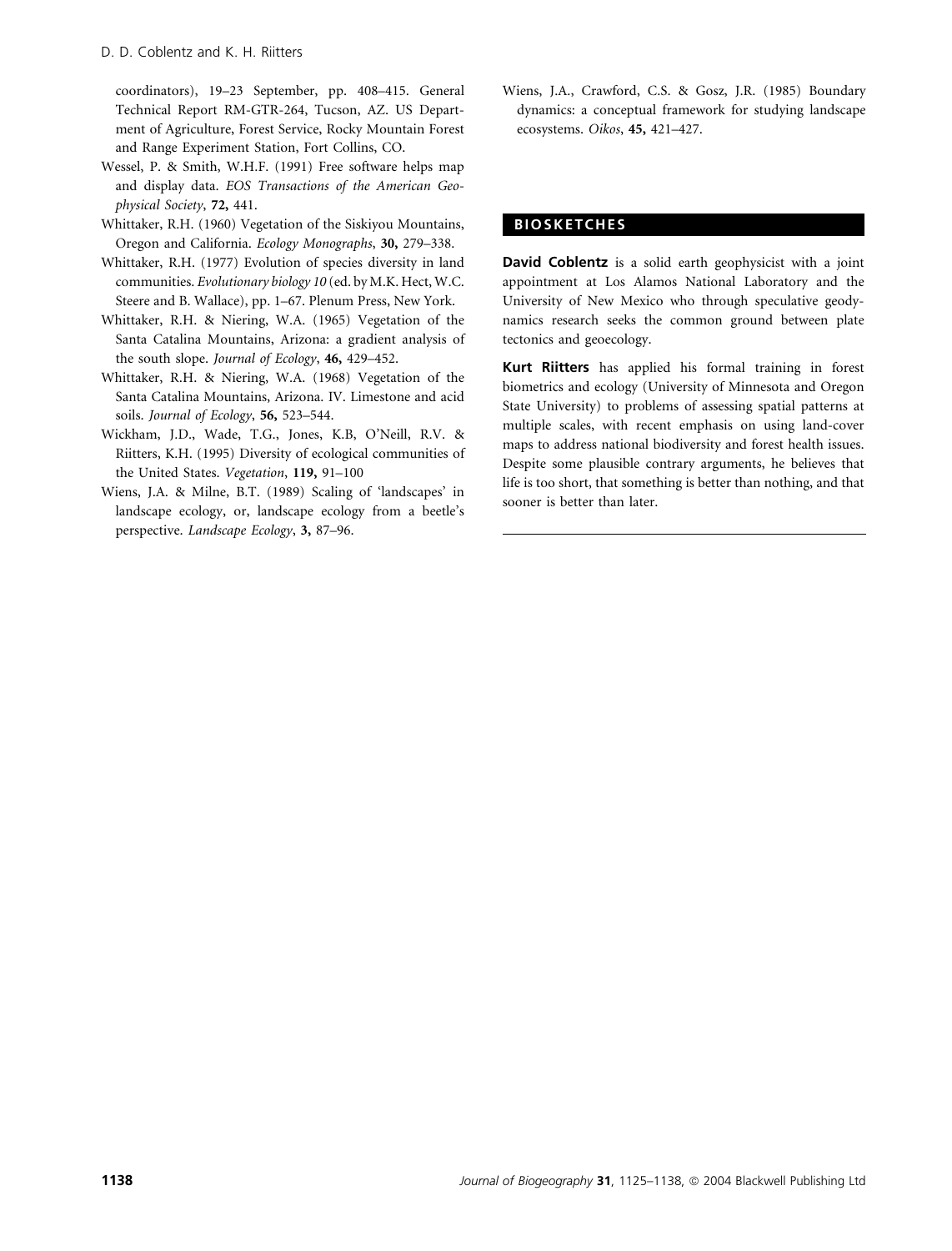coordinators), 19–23 September, pp. 408–415. General Technical Report RM-GTR-264, Tucson, AZ. US Department of Agriculture, Forest Service, Rocky Mountain Forest and Range Experiment Station, Fort Collins, CO.

Wessel, P. & Smith, W.H.F. (1991) Free software helps map and display data. *EOS Transactions of the American Geophysical Society*, **72,** 441.

Whittaker, R.H. (1960) Vegetation of the Siskiyou Mountains, Oregon and California. *Ecology Monographs*, **30,** 279–338.

Whittaker, R.H. (1977) Evolution of species diversity in land communities. *Evolutionary biology 10* (ed. by M.K. Hect, W.C. Steere and B. Wallace), pp. 1–67. Plenum Press, New York.

Whittaker, R.H. & Niering, W.A. (1965) Vegetation of the Santa Catalina Mountains, Arizona: a gradient analysis of the south slope. *Journal of Ecology*, **46,** 429–452.

Whittaker, R.H. & Niering, W.A. (1968) Vegetation of the Santa Catalina Mountains, Arizona. IV. Limestone and acid soils. *Journal of Ecology*, **56,** 523–544.

Wickham, J.D., Wade, T.G., Jones, K.B, O'Neill, R.V. & Riitters, K.H. (1995) Diversity of ecological communities of the United States. *Vegetation*, **119,** 91–100

Wiens, J.A. & Milne, B.T. (1989) Scaling of 'landscapes' in landscape ecology, or, landscape ecology from a beetle's perspective. *Landscape Ecology*, **3,** 87–96.

Wiens, J.A., Crawford, C.S. & Gosz, J.R. (1985) Boundary dynamics: a conceptual framework for studying landscape ecosystems. *Oikos*, **45,** 421–427.

## BIOSKETCHES

**David Coblentz** is a solid earth geophysicist with a joint appointment at Los Alamos National Laboratory and the University of New Mexico who through speculative geodynamics research seeks the common ground between plate tectonics and geoecology.

**Kurt Riitters** has applied his formal training in forest biometrics and ecology (University of Minnesota and Oregon State University) to problems of assessing spatial patterns at multiple scales, with recent emphasis on using land-cover maps to address national biodiversity and forest health issues. Despite some plausible contrary arguments, he believes that life is too short, that something is better than nothing, and that sooner is better than later.